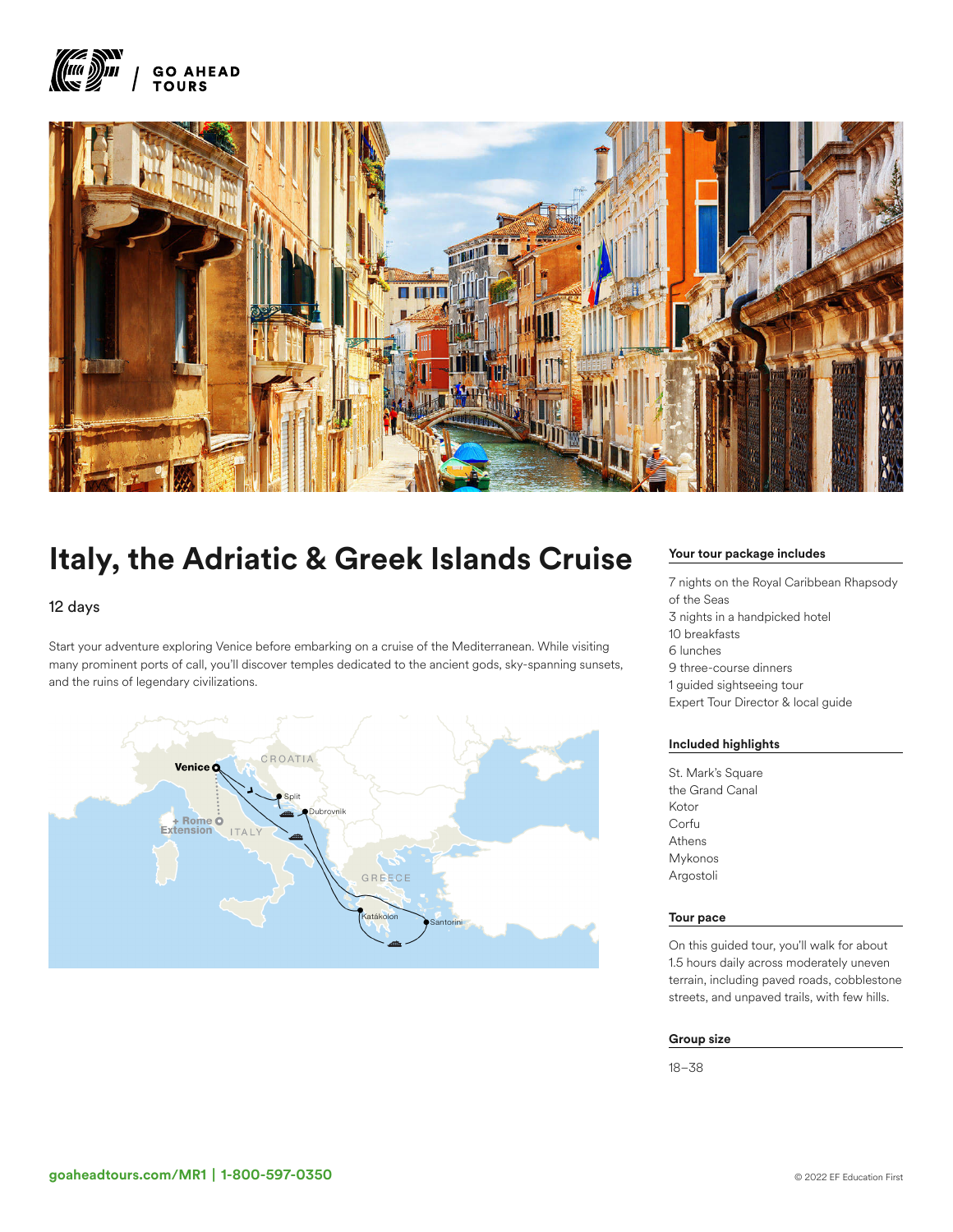GO AHEAD TOURS

# Italy, the Adriatic & Greek Islands Cruise

12 days

Start your adventure exploring Venice before embarking on a cruise of the Mediterranean. While visiting many prominent ports of call, you'll discover temples dedicated to the ancient gods, sky-spanning sunsets, and the ruins of legendary civilizations.

Venice
CROATIA
Split
Dubrovnik
+ Rome Extension
ITALY
GREECE
Katákolon
Santorini

### Your tour package includes

7 nights on the Royal Caribbean Rhapsody of the Seas
3 nights in a handpicked hotel
10 breakfasts
6 lunches
9 three-course dinners
1 guided sightseeing tour
Expert Tour Director & local guide

### Included highlights

St. Mark's Square
the Grand Canal
Kotor
Corfu
Athens
Mykonos
Argostoli

### Tour pace

On this guided tour, you'll walk for about 1.5 hours daily across moderately uneven terrain, including paved roads, cobblestone streets, and unpaved trails, with few hills.

### Group size

18–38

**goaheadtours.com/MR1 | 1-800-597-0350**

© 2022 EF Education First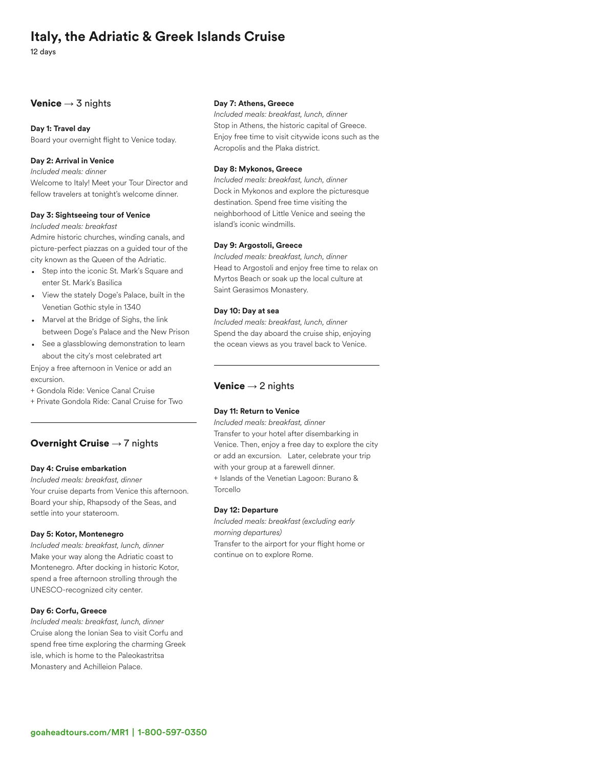# Italy, the Adriatic & Greek Islands Cruise

12 days

## **Venice** → 3 nights

**Day 1: Travel day**

Board your overnight flight to Venice today.

**Day 2: Arrival in Venice**

*Included meals: dinner*

Welcome to Italy! Meet your Tour Director and fellow travelers at tonight's welcome dinner.

**Day 3: Sightseeing tour of Venice**

*Included meals: breakfast*

Admire historic churches, winding canals, and picture-perfect piazzas on a guided tour of the city known as the Queen of the Adriatic.

- Step into the iconic St. Mark's Square and enter St. Mark's Basilica
- View the stately Doge's Palace, built in the Venetian Gothic style in 1340
- Marvel at the Bridge of Sighs, the link between Doge's Palace and the New Prison
- See a glassblowing demonstration to learn about the city's most celebrated art

Enjoy a free afternoon in Venice or add an excursion.

+ Gondola Ride: Venice Canal Cruise
+ Private Gondola Ride: Canal Cruise for Two

## **Overnight Cruise** → 7 nights

**Day 4: Cruise embarkation**

*Included meals: breakfast, dinner*

Your cruise departs from Venice this afternoon. Board your ship, Rhapsody of the Seas, and settle into your stateroom.

**Day 5: Kotor, Montenegro**

*Included meals: breakfast, lunch, dinner*

Make your way along the Adriatic coast to Montenegro. After docking in historic Kotor, spend a free afternoon strolling through the UNESCO-recognized city center.

**Day 6: Corfu, Greece**

*Included meals: breakfast, lunch, dinner*

Cruise along the Ionian Sea to visit Corfu and spend free time exploring the charming Greek isle, which is home to the Paleokastritsa Monastery and Achilleion Palace.

**Day 7: Athens, Greece**

*Included meals: breakfast, lunch, dinner*

Stop in Athens, the historic capital of Greece. Enjoy free time to visit citywide icons such as the Acropolis and the Plaka district.

**Day 8: Mykonos, Greece**

*Included meals: breakfast, lunch, dinner*

Dock in Mykonos and explore the picturesque destination. Spend free time visiting the neighborhood of Little Venice and seeing the island's iconic windmills.

**Day 9: Argostoli, Greece**

*Included meals: breakfast, lunch, dinner*

Head to Argostoli and enjoy free time to relax on Myrtos Beach or soak up the local culture at Saint Gerasimos Monastery.

**Day 10: Day at sea**

*Included meals: breakfast, lunch, dinner*

Spend the day aboard the cruise ship, enjoying the ocean views as you travel back to Venice.

## **Venice** → 2 nights

**Day 11: Return to Venice**

*Included meals: breakfast, dinner*

Transfer to your hotel after disembarking in Venice. Then, enjoy a free day to explore the city or add an excursion. Later, celebrate your trip with your group at a farewell dinner.

+ Islands of the Venetian Lagoon: Burano & Torcello

**Day 12: Departure**

*Included meals: breakfast (excluding early morning departures)*

Transfer to the airport for your flight home or continue on to explore Rome.

**goaheadtours.com/MR1 | 1-800-597-0350**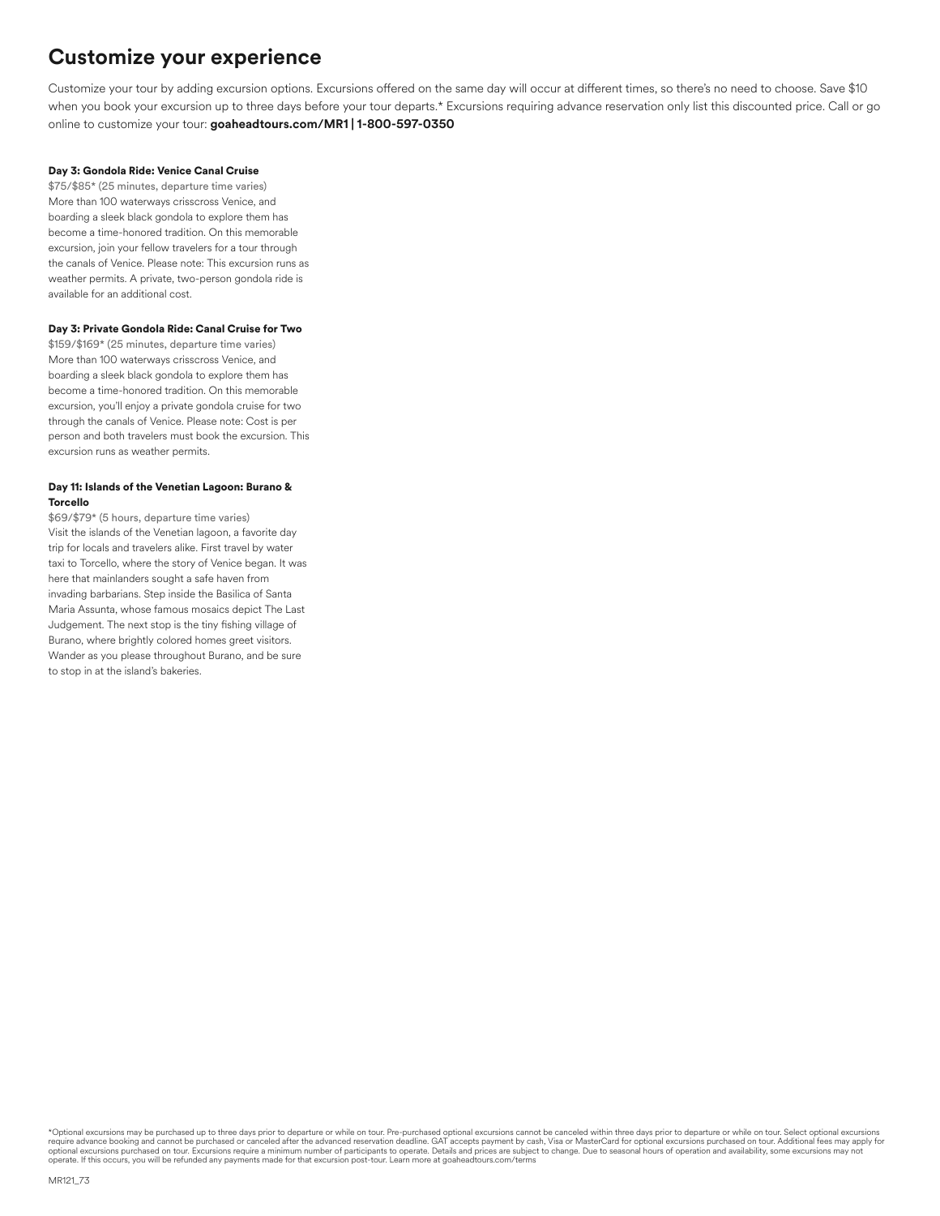# Customize your experience

Customize your tour by adding excursion options. Excursions offered on the same day will occur at different times, so there's no need to choose. Save $10 when you book your excursion up to three days before your tour departs.* Excursions requiring advance reservation only list this discounted price. Call or go online to customize your tour: **goaheadtours.com/MR1 | 1-800-597-0350**

**Day 3: Gondola Ride: Venice Canal Cruise**

$75/$85* (25 minutes, departure time varies)

More than 100 waterways crisscross Venice, and boarding a sleek black gondola to explore them has become a time-honored tradition. On this memorable excursion, join your fellow travelers for a tour through the canals of Venice. Please note: This excursion runs as weather permits. A private, two-person gondola ride is available for an additional cost.

**Day 3: Private Gondola Ride: Canal Cruise for Two**

$159/$169* (25 minutes, departure time varies)

More than 100 waterways crisscross Venice, and boarding a sleek black gondola to explore them has become a time-honored tradition. On this memorable excursion, you'll enjoy a private gondola cruise for two through the canals of Venice. Please note: Cost is per person and both travelers must book the excursion. This excursion runs as weather permits.

**Day 11: Islands of the Venetian Lagoon: Burano & Torcello**

$69/$79* (5 hours, departure time varies)

Visit the islands of the Venetian lagoon, a favorite day trip for locals and travelers alike. First travel by water taxi to Torcello, where the story of Venice began. It was here that mainlanders sought a safe haven from invading barbarians. Step inside the Basilica of Santa Maria Assunta, whose famous mosaics depict The Last Judgement. The next stop is the tiny fishing village of Burano, where brightly colored homes greet visitors. Wander as you please throughout Burano, and be sure to stop in at the island's bakeries.

*Optional excursions may be purchased up to three days prior to departure or while on tour. Pre-purchased optional excursions cannot be canceled within three days prior to departure or while on tour. Select optional excursions require advance booking and cannot be purchased or canceled after the advanced reservation deadline. GAT accepts payment by cash, Visa or MasterCard for optional excursions purchased on tour. Additional fees may apply for optional excursions purchased on tour. Excursions require a minimum number of participants to operate. Details and prices are subject to change. Due to seasonal hours of operation and availability, some excursions may not operate. If this occurs, you will be refunded any payments made for that excursion post-tour. Learn more at goaheadtours.com/terms

MR121_73